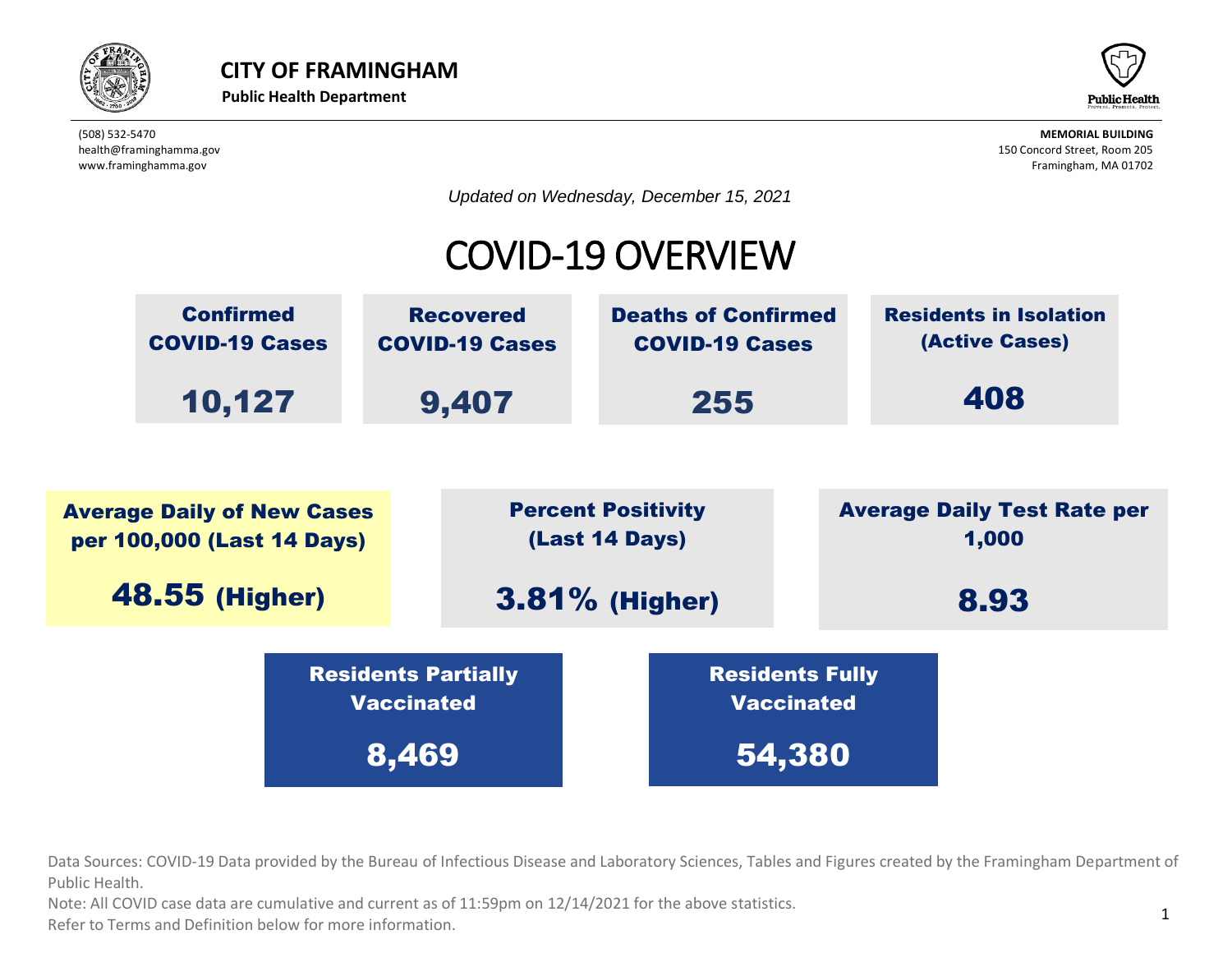**CITY OF FRAMINGHAM**
**Public Health Department**

(508) 532-5470
health@framinghamma.gov
www.framinghamma.gov

**MEMORIAL BUILDING**
150 Concord Street, Room 205
Framingham, MA 01702

*Updated on Wednesday, December 15, 2021*

# COVID-19 OVERVIEW

| Confirmed COVID-19 Cases | Recovered COVID-19 Cases | Deaths of Confirmed COVID-19 Cases | Residents in Isolation (Active Cases) |
|---|---|---|---|
| **10,127** | **9,407** | **255** | **408** |

| Average Daily of New Cases per 100,000 (Last 14 Days) | Percent Positivity (Last 14 Days) | Average Daily Test Rate per 1,000 |
|---|---|---|
| **48.55 (Higher)** | **3.81% (Higher)** | **8.93** |

| Residents Partially Vaccinated | Residents Fully Vaccinated |
|---|---|
| **8,469** | **54,380** |

Data Sources: COVID-19 Data provided by the Bureau of Infectious Disease and Laboratory Sciences, Tables and Figures created by the Framingham Department of Public Health.

Note: All COVID case data are cumulative and current as of 11:59pm on 12/14/2021 for the above statistics.

Refer to Terms and Definition below for more information.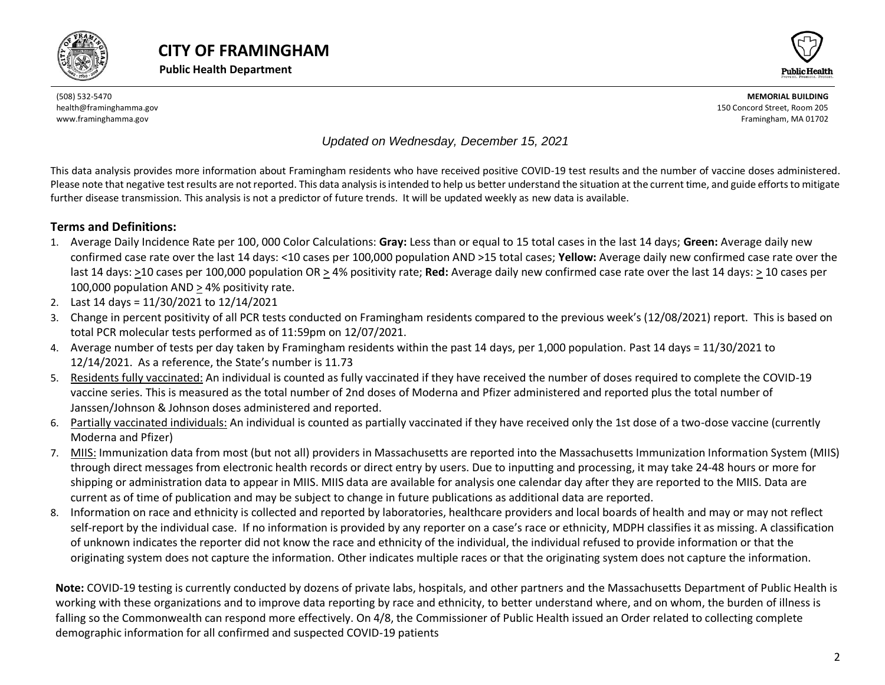# CITY OF FRAMINGHAM

**Public Health Department**

(508) 532-5470
health@framinghamma.gov
www.framinghamma.gov

**MEMORIAL BUILDING**
150 Concord Street, Room 205
Framingham, MA 01702

*Updated on Wednesday, December 15, 2021*

This data analysis provides more information about Framingham residents who have received positive COVID-19 test results and the number of vaccine doses administered. Please note that negative test results are not reported. This data analysis is intended to help us better understand the situation at the current time, and guide efforts to mitigate further disease transmission. This analysis is not a predictor of future trends. It will be updated weekly as new data is available.

## Terms and Definitions:

1. Average Daily Incidence Rate per 100, 000 Color Calculations: **Gray:** Less than or equal to 15 total cases in the last 14 days; **Green:** Average daily new confirmed case rate over the last 14 days: <10 cases per 100,000 population AND >15 total cases; **Yellow:** Average daily new confirmed case rate over the last 14 days: ≥10 cases per 100,000 population OR ≥ 4% positivity rate; **Red:** Average daily new confirmed case rate over the last 14 days: ≥ 10 cases per 100,000 population AND ≥ 4% positivity rate.
2. Last 14 days = 11/30/2021 to 12/14/2021
3. Change in percent positivity of all PCR tests conducted on Framingham residents compared to the previous week's (12/08/2021) report. This is based on total PCR molecular tests performed as of 11:59pm on 12/07/2021.
4. Average number of tests per day taken by Framingham residents within the past 14 days, per 1,000 population. Past 14 days = 11/30/2021 to 12/14/2021. As a reference, the State's number is 11.73
5. Residents fully vaccinated: An individual is counted as fully vaccinated if they have received the number of doses required to complete the COVID-19 vaccine series. This is measured as the total number of 2nd doses of Moderna and Pfizer administered and reported plus the total number of Janssen/Johnson & Johnson doses administered and reported.
6. Partially vaccinated individuals: An individual is counted as partially vaccinated if they have received only the 1st dose of a two-dose vaccine (currently Moderna and Pfizer)
7. MIIS: Immunization data from most (but not all) providers in Massachusetts are reported into the Massachusetts Immunization Information System (MIIS) through direct messages from electronic health records or direct entry by users. Due to inputting and processing, it may take 24-48 hours or more for shipping or administration data to appear in MIIS. MIIS data are available for analysis one calendar day after they are reported to the MIIS. Data are current as of time of publication and may be subject to change in future publications as additional data are reported.
8. Information on race and ethnicity is collected and reported by laboratories, healthcare providers and local boards of health and may or may not reflect self-report by the individual case. If no information is provided by any reporter on a case's race or ethnicity, MDPH classifies it as missing. A classification of unknown indicates the reporter did not know the race and ethnicity of the individual, the individual refused to provide information or that the originating system does not capture the information. Other indicates multiple races or that the originating system does not capture the information.

**Note:** COVID-19 testing is currently conducted by dozens of private labs, hospitals, and other partners and the Massachusetts Department of Public Health is working with these organizations and to improve data reporting by race and ethnicity, to better understand where, and on whom, the burden of illness is falling so the Commonwealth can respond more effectively. On 4/8, the Commissioner of Public Health issued an Order related to collecting complete demographic information for all confirmed and suspected COVID-19 patients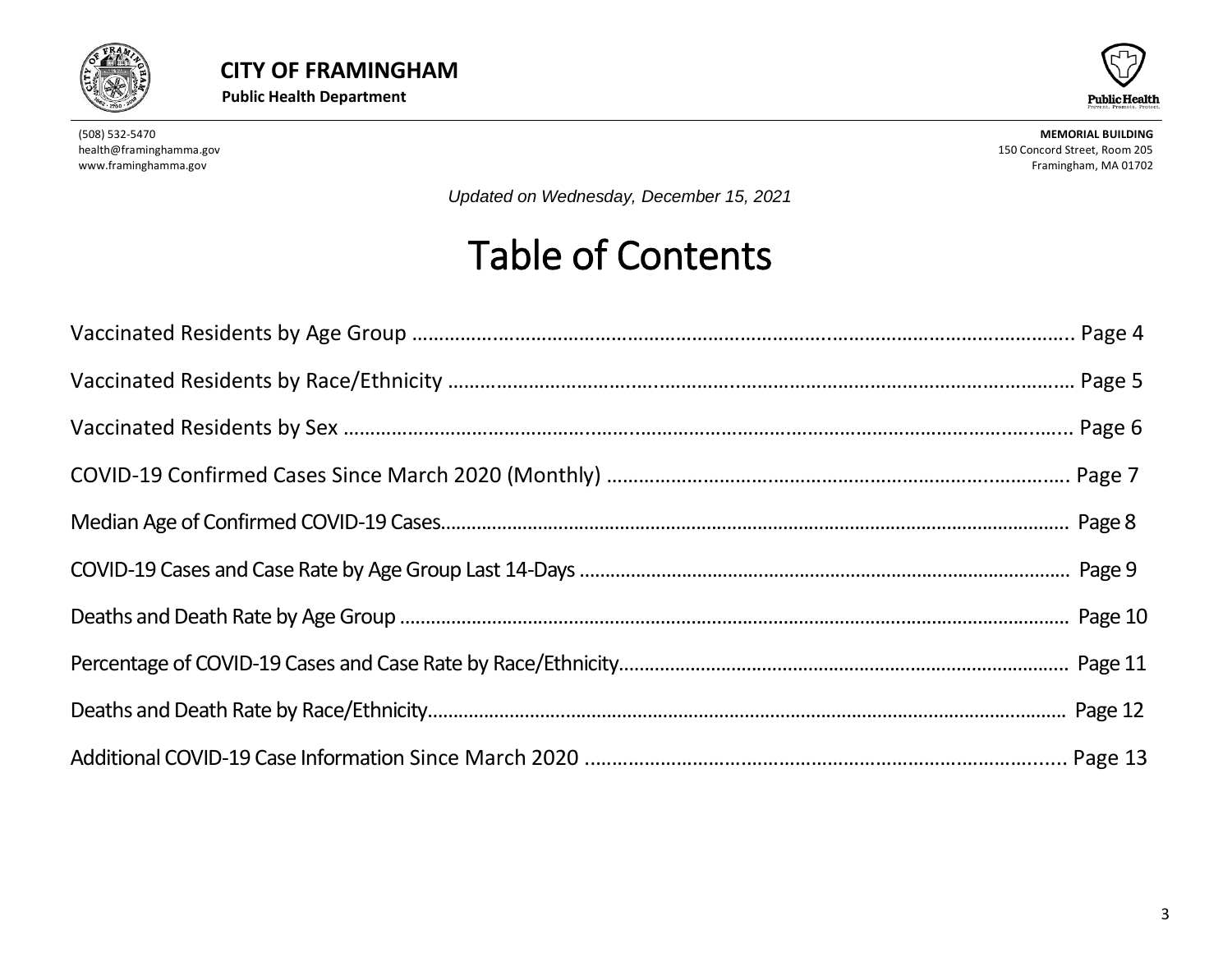**CITY OF FRAMINGHAM**

**Public Health Department**

(508) 532-5470
health@framinghamma.gov
www.framinghamma.gov

**MEMORIAL BUILDING**
150 Concord Street, Room 205
Framingham, MA 01702

*Updated on Wednesday, December 15, 2021*

# Table of Contents

Vaccinated Residents by Age Group ........................................................................ Page 4

Vaccinated Residents by Race/Ethnicity ........................................................................ Page 5

Vaccinated Residents by Sex ........................................................................ Page 6

COVID-19 Confirmed Cases Since March 2020 (Monthly) ........................................................................ Page 7

Median Age of Confirmed COVID-19 Cases........................................................................ Page 8

COVID-19 Cases and Case Rate by Age Group Last 14-Days ........................................................................ Page 9

Deaths and Death Rate by Age Group ........................................................................ Page 10

Percentage of COVID-19 Cases and Case Rate by Race/Ethnicity........................................................................ Page 11

Deaths and Death Rate by Race/Ethnicity........................................................................ Page 12

Additional COVID-19 Case Information Since March 2020 ........................................................................ Page 13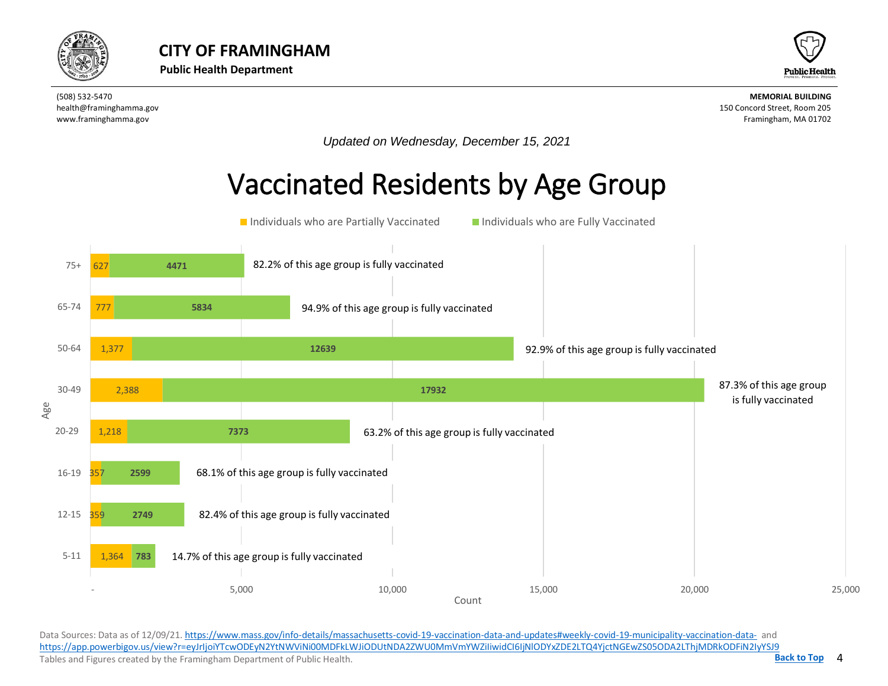# CITY OF FRAMINGHAM

**Public Health Department**

(508) 532-5470
health@framinghamma.gov
www.framinghamma.gov

**MEMORIAL BUILDING**
150 Concord Street, Room 205
Framingham, MA 01702

*Updated on Wednesday, December 15, 2021*

## Vaccinated Residents by Age Group

| Age | Individuals who are Partially Vaccinated | Individuals who are Fully Vaccinated | Note |
|---|---|---|---|
| 75+ | 627 | 4471 | 82.2% of this age group is fully vaccinated |
| 65-74 | 777 | 5834 | 94.9% of this age group is fully vaccinated |
| 50-64 | 1,377 | 12639 | 92.9% of this age group is fully vaccinated |
| 30-49 | 2,388 | 17932 | 87.3% of this age group is fully vaccinated |
| 20-29 | 1,218 | 7373 | 63.2% of this age group is fully vaccinated |
| 16-19 | 357 | 2599 | 68.1% of this age group is fully vaccinated |
| 12-15 | 359 | 2749 | 82.4% of this age group is fully vaccinated |
| 5-11 | 1,364 | 783 | 14.7% of this age group is fully vaccinated |

Data Sources: Data as of 12/09/21. https://www.mass.gov/info-details/massachusetts-covid-19-vaccination-data-and-updates#weekly-covid-19-municipality-vaccination-data- and https://app.powerbigov.us/view?r=eyJrIjoiYTcwODEyN2YtNWViNi00MDFkLWJiODUtNDA2ZWU0MmVmYWZiIiwidCI6IjNlODYxZDE2LTQ4YjctNGEwZS05ODA2LThjMDRkODFiN2IyYSJ9
Tables and Figures created by the Framingham Department of Public Health.

**Back to Top**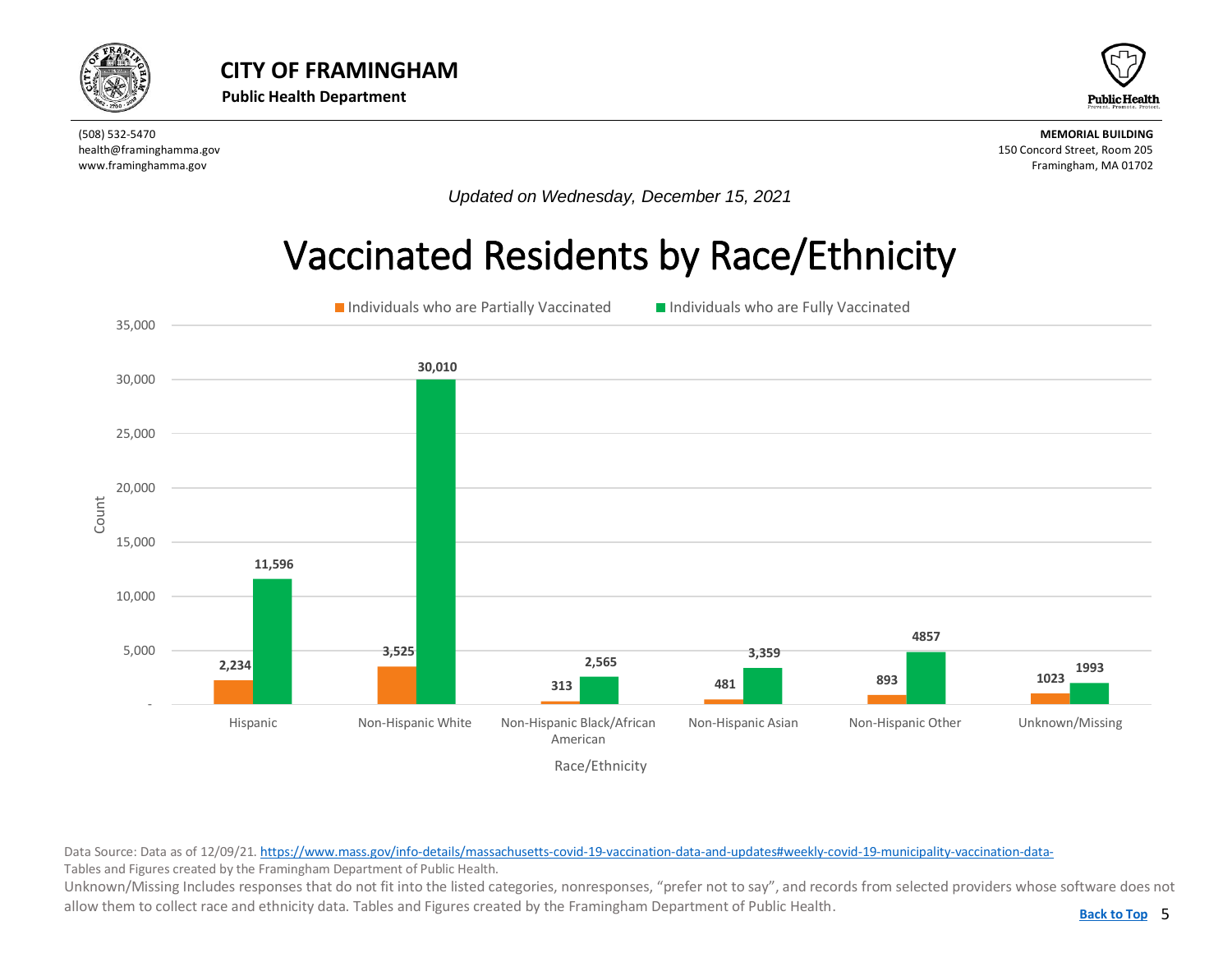# CITY OF FRAMINGHAM

**Public Health Department**

(508) 532-5470
health@framinghamma.gov
www.framinghamma.gov

**MEMORIAL BUILDING**
150 Concord Street, Room 205
Framingham, MA 01702

*Updated on Wednesday, December 15, 2021*

## Vaccinated Residents by Race/Ethnicity

| Race/Ethnicity | Individuals who are Partially Vaccinated | Individuals who are Fully Vaccinated |
|---|---|---|
| Hispanic | 2,234 | 11,596 |
| Non-Hispanic White | 3,525 | 30,010 |
| Non-Hispanic Black/African American | 313 | 2,565 |
| Non-Hispanic Asian | 481 | 3,359 |
| Non-Hispanic Other | 893 | 4857 |
| Unknown/Missing | 1023 | 1993 |

Data Source: Data as of 12/09/21. https://www.mass.gov/info-details/massachusetts-covid-19-vaccination-data-and-updates#weekly-covid-19-municipality-vaccination-data-
Tables and Figures created by the Framingham Department of Public Health.

Unknown/Missing Includes responses that do not fit into the listed categories, nonresponses, "prefer not to say", and records from selected providers whose software does not allow them to collect race and ethnicity data. Tables and Figures created by the Framingham Department of Public Health.

Back to Top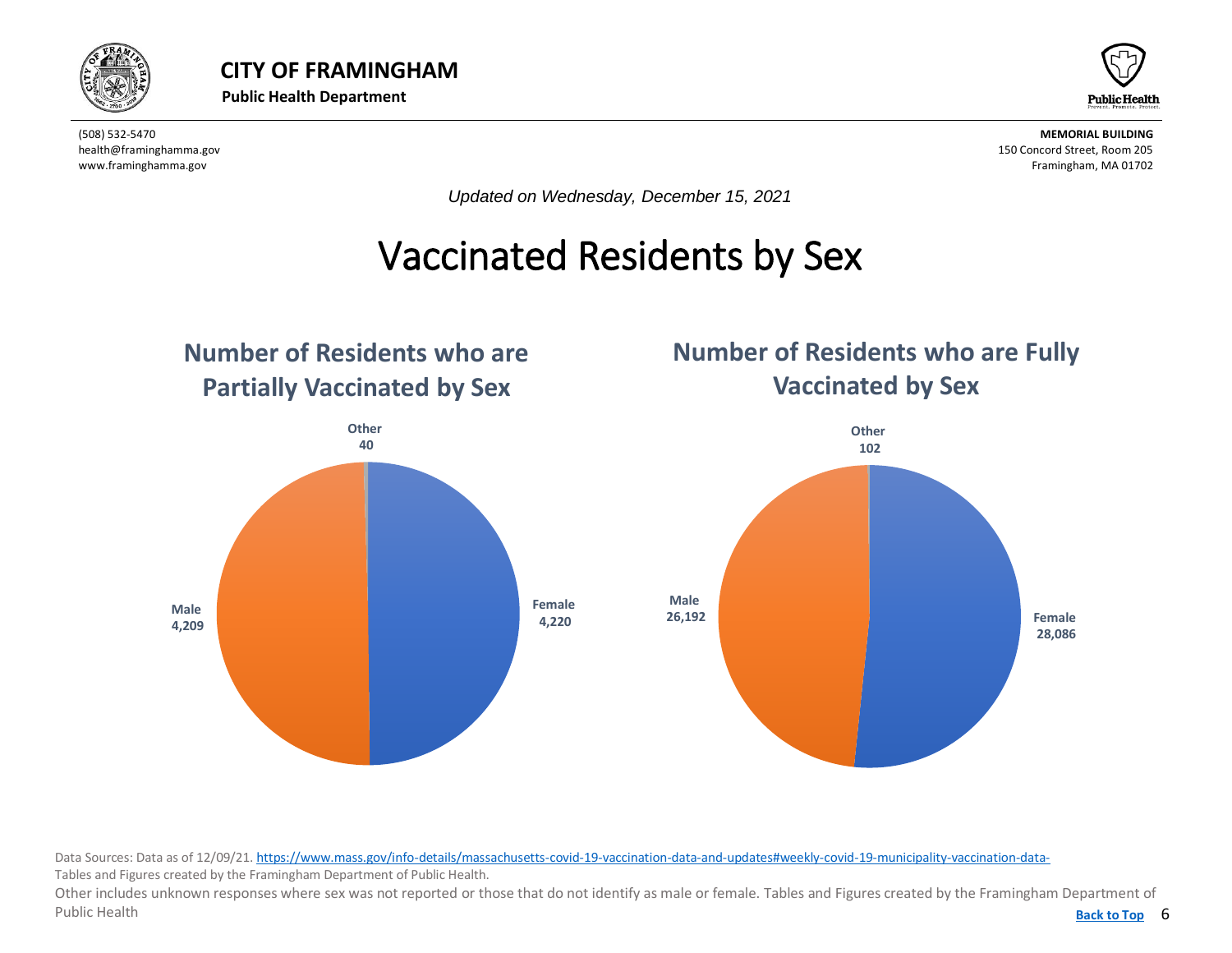# CITY OF FRAMINGHAM

**Public Health Department**

(508) 532-5470
health@framinghamma.gov
www.framinghamma.gov

**MEMORIAL BUILDING**
150 Concord Street, Room 205
Framingham, MA 01702

*Updated on Wednesday, December 15, 2021*

# Vaccinated Residents by Sex

## Number of Residents who are Partially Vaccinated by Sex

| Sex | Number |
|---|---|
| Female | 4,220 |
| Male | 4,209 |
| Other | 40 |

## Number of Residents who are Fully Vaccinated by Sex

| Sex | Number |
|---|---|
| Female | 28,086 |
| Male | 26,192 |
| Other | 102 |

Data Sources: Data as of 12/09/21. https://www.mass.gov/info-details/massachusetts-covid-19-vaccination-data-and-updates#weekly-covid-19-municipality-vaccination-data-

Tables and Figures created by the Framingham Department of Public Health.

Other includes unknown responses where sex was not reported or those that do not identify as male or female. Tables and Figures created by the Framingham Department of Public Health

Back to Top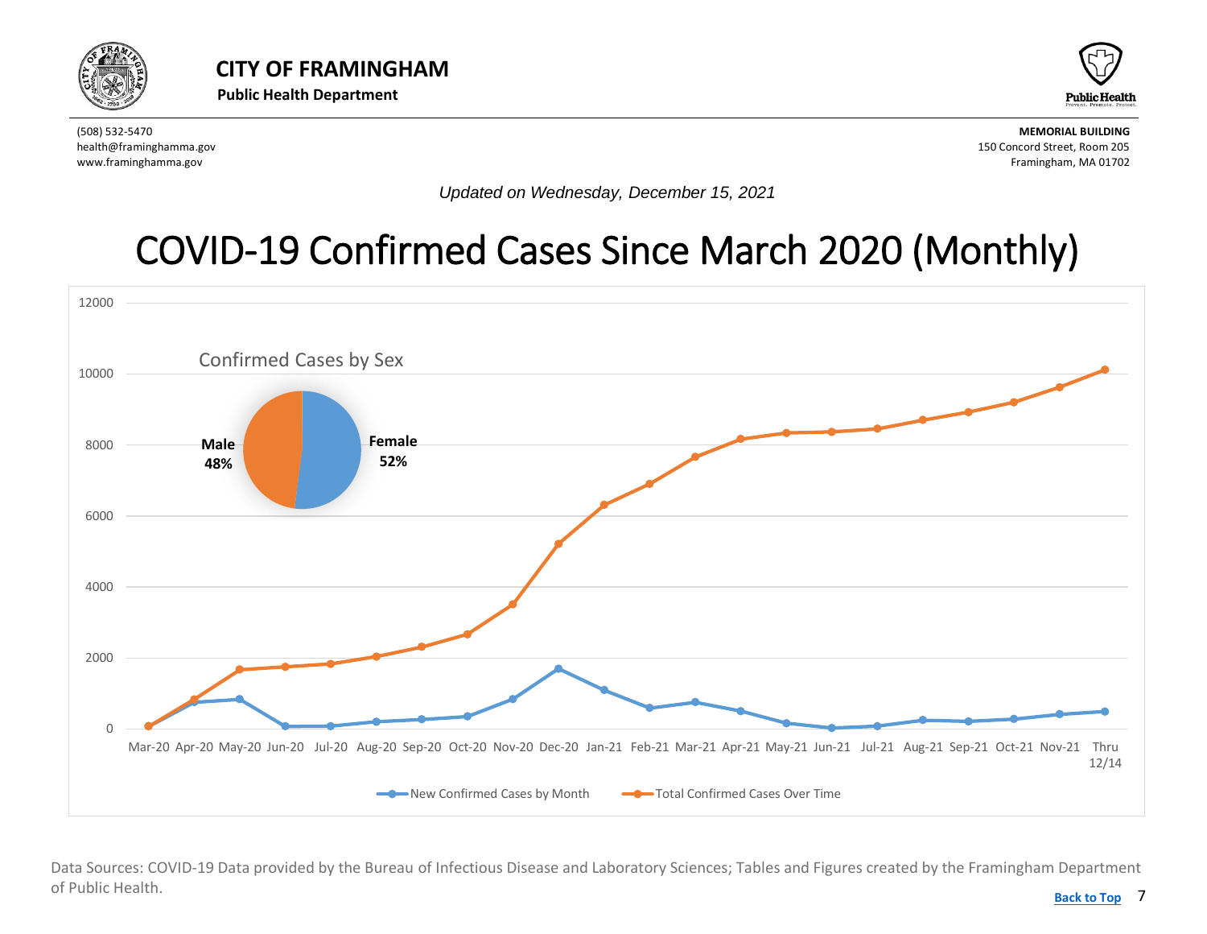**CITY OF FRAMINGHAM**
**Public Health Department**

(508) 532-5470
health@framinghamma.gov
www.framinghamma.gov

**MEMORIAL BUILDING**
150 Concord Street, Room 205
Framingham, MA 01702

*Updated on Wednesday, December 15, 2021*

# COVID-19 Confirmed Cases Since March 2020 (Monthly)

Confirmed Cases by Sex

**Male 48%**

**Female 52%**

New Confirmed Cases by Month — Total Confirmed Cases Over Time

Mar-20, Apr-20, May-20, Jun-20, Jul-20, Aug-20, Sep-20, Oct-20, Nov-20, Dec-20, Jan-21, Feb-21, Mar-21, Apr-21, May-21, Jun-21, Jul-21, Aug-21, Sep-21, Oct-21, Nov-21, Thru 12/14

Data Sources: COVID-19 Data provided by the Bureau of Infectious Disease and Laboratory Sciences; Tables and Figures created by the Framingham Department of Public Health.

Back to Top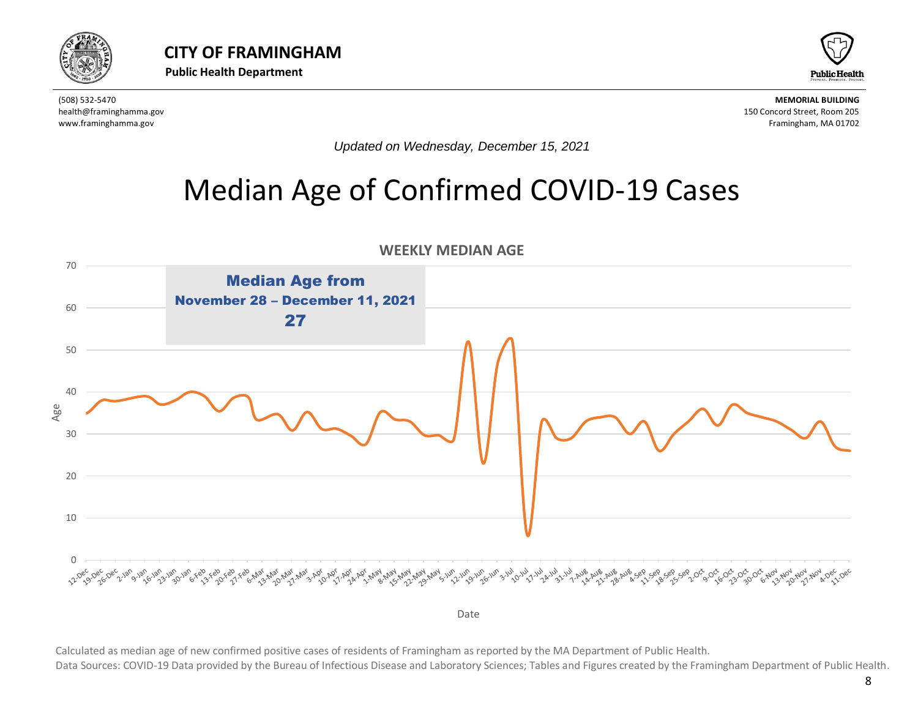**CITY OF FRAMINGHAM**

**Public Health Department**

(508) 532-5470
health@framinghamma.gov
www.framinghamma.gov

**MEMORIAL BUILDING**
150 Concord Street, Room 205
Framingham, MA 01702

*Updated on Wednesday, December 15, 2021*

# Median Age of Confirmed COVID-19 Cases

**WEEKLY MEDIAN AGE**

**Median Age from November 28 – December 11, 2021**
**27**

Calculated as median age of new confirmed positive cases of residents of Framingham as reported by the MA Department of Public Health.

Data Sources: COVID-19 Data provided by the Bureau of Infectious Disease and Laboratory Sciences; Tables and Figures created by the Framingham Department of Public Health.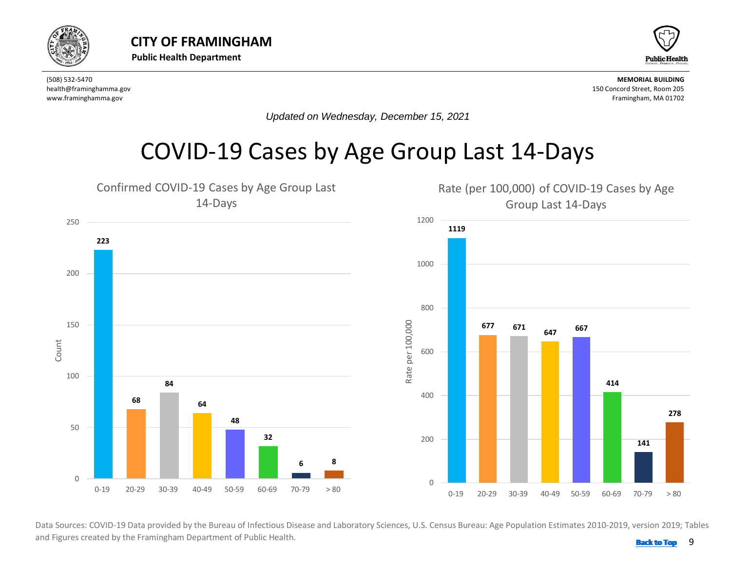# CITY OF FRAMINGHAM

**Public Health Department**

(508) 532-5470
health@framinghamma.gov
www.framinghamma.gov

**MEMORIAL BUILDING**
150 Concord Street, Room 205
Framingham, MA 01702

*Updated on Wednesday, December 15, 2021*

## COVID-19 Cases by Age Group Last 14-Days

### Confirmed COVID-19 Cases by Age Group Last 14-Days

| Age Group | Count |
|---|---|
| 0-19 | 223 |
| 20-29 | 68 |
| 30-39 | 84 |
| 40-49 | 64 |
| 50-59 | 48 |
| 60-69 | 32 |
| 70-79 | 6 |
| > 80 | 8 |

### Rate (per 100,000) of COVID-19 Cases by Age Group Last 14-Days

| Age Group | Rate per 100,000 |
|---|---|
| 0-19 | 1119 |
| 20-29 | 677 |
| 30-39 | 671 |
| 40-49 | 647 |
| 50-59 | 667 |
| 60-69 | 414 |
| 70-79 | 141 |
| > 80 | 278 |

Data Sources: COVID-19 Data provided by the Bureau of Infectious Disease and Laboratory Sciences, U.S. Census Bureau: Age Population Estimates 2010-2019, version 2019; Tables and Figures created by the Framingham Department of Public Health.

Back to Top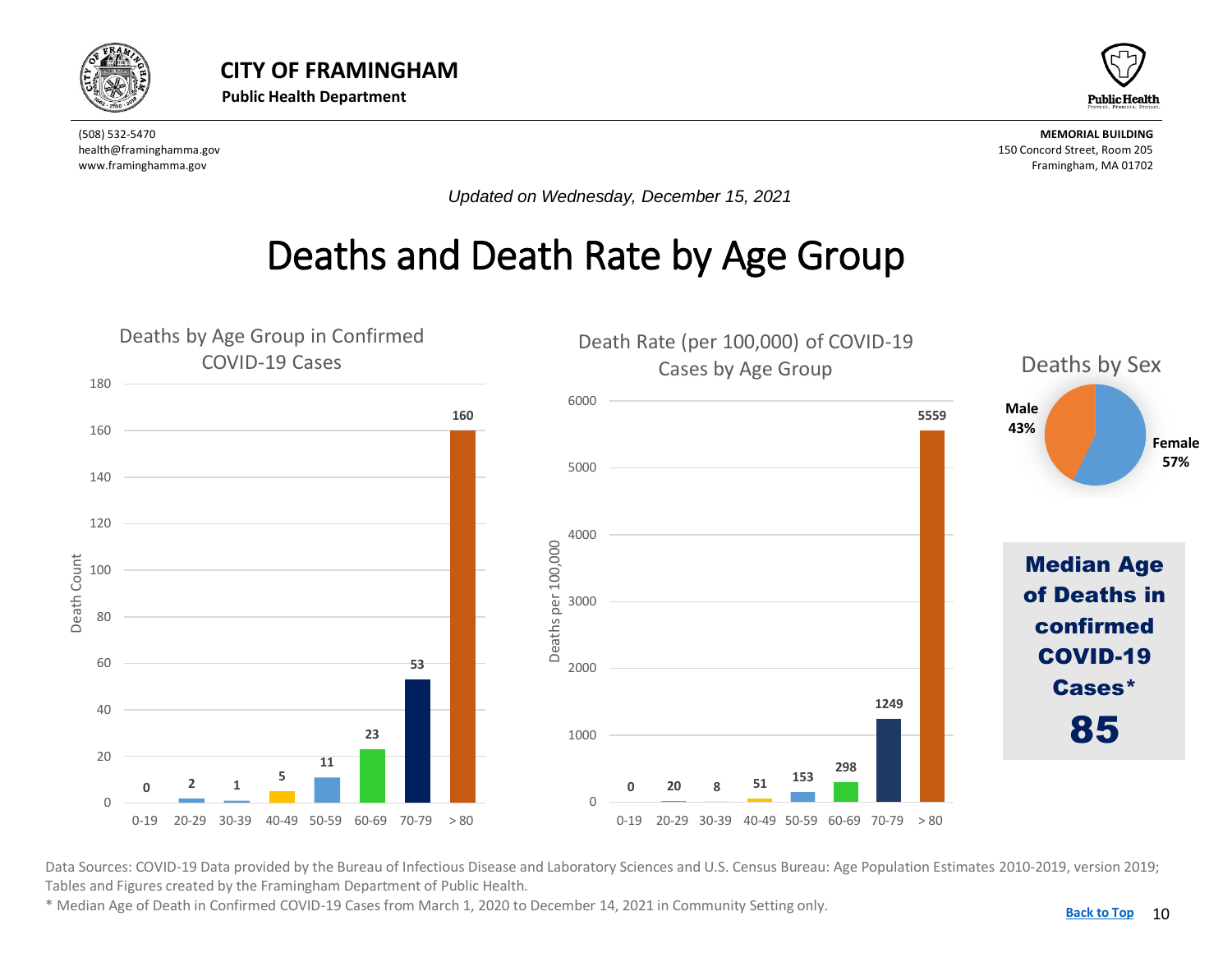# CITY OF FRAMINGHAM

**Public Health Department**

(508) 532-5470
health@framinghamma.gov
www.framinghamma.gov

**MEMORIAL BUILDING**
150 Concord Street, Room 205
Framingham, MA 01702

*Updated on Wednesday, December 15, 2021*

# Deaths and Death Rate by Age Group

### Deaths by Age Group in Confirmed COVID-19 Cases

| Age Group | Death Count |
|---|---|
| 0-19 | 0 |
| 20-29 | 2 |
| 30-39 | 1 |
| 40-49 | 5 |
| 50-59 | 11 |
| 60-69 | 23 |
| 70-79 | 53 |
| > 80 | 160 |

### Death Rate (per 100,000) of COVID-19 Cases by Age Group

| Age Group | Deaths per 100,000 |
|---|---|
| 0-19 | 0 |
| 20-29 | 20 |
| 30-39 | 8 |
| 40-49 | 51 |
| 50-59 | 153 |
| 60-69 | 298 |
| 70-79 | 1249 |
| > 80 | 5559 |

### Deaths by Sex

| Sex | Percent |
|---|---|
| Male | 43% |
| Female | 57% |

**Median Age of Deaths in confirmed COVID-19 Cases***

**85**

Data Sources: COVID-19 Data provided by the Bureau of Infectious Disease and Laboratory Sciences and U.S. Census Bureau: Age Population Estimates 2010-2019, version 2019; Tables and Figures created by the Framingham Department of Public Health.

* Median Age of Death in Confirmed COVID-19 Cases from March 1, 2020 to December 14, 2021 in Community Setting only.

Back to Top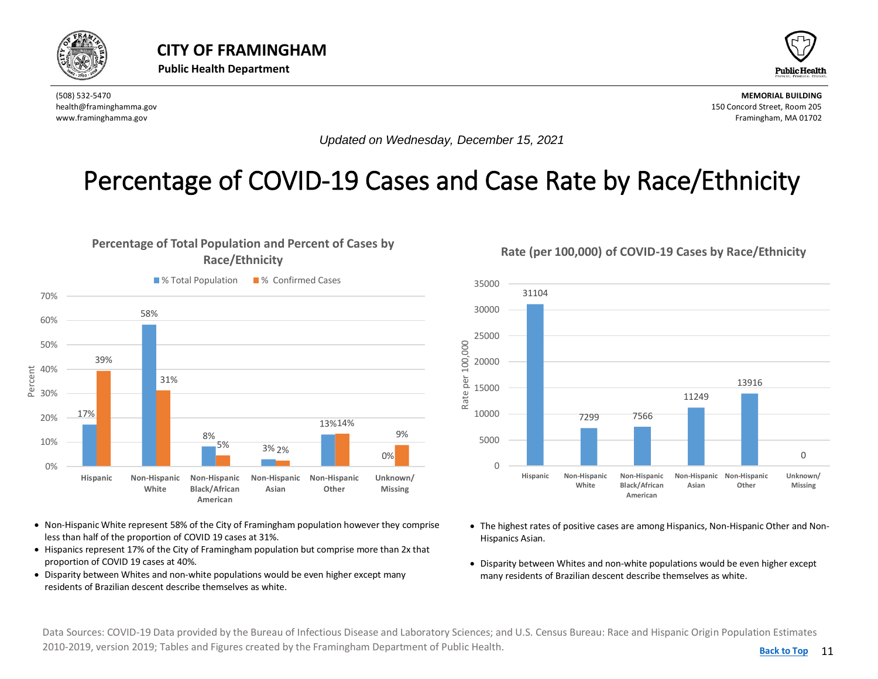# CITY OF FRAMINGHAM

**Public Health Department**

(508) 532-5470
health@framinghamma.gov
www.framinghamma.gov

**MEMORIAL BUILDING**
150 Concord Street, Room 205
Framingham, MA 01702

*Updated on Wednesday, December 15, 2021*

# Percentage of COVID-19 Cases and Case Rate by Race/Ethnicity

## Percentage of Total Population and Percent of Cases by Race/Ethnicity

| Race/Ethnicity | % Total Population | % Confirmed Cases |
|---|---|---|
| Hispanic | 17% | 39% |
| Non-Hispanic White | 58% | 31% |
| Non-Hispanic Black/African American | 8% | 5% |
| Non-Hispanic Asian | 3% | 2% |
| Non-Hispanic Other | 13% | 14% |
| Unknown/ Missing | 0% | 9% |

- Non-Hispanic White represent 58% of the City of Framingham population however they comprise less than half of the proportion of COVID 19 cases at 31%.
- Hispanics represent 17% of the City of Framingham population but comprise more than 2x that proportion of COVID 19 cases at 40%.
- Disparity between Whites and non-white populations would be even higher except many residents of Brazilian descent describe themselves as white.

## Rate (per 100,000) of COVID-19 Cases by Race/Ethnicity

| Race/Ethnicity | Rate per 100,000 |
|---|---|
| Hispanic | 31104 |
| Non-Hispanic White | 7299 |
| Non-Hispanic Black/African American | 7566 |
| Non-Hispanic Asian | 11249 |
| Non-Hispanic Other | 13916 |
| Unknown/ Missing | 0 |

- The highest rates of positive cases are among Hispanics, Non-Hispanic Other and Non-Hispanics Asian.
- Disparity between Whites and non-white populations would be even higher except many residents of Brazilian descent describe themselves as white.

Data Sources: COVID-19 Data provided by the Bureau of Infectious Disease and Laboratory Sciences; and U.S. Census Bureau: Race and Hispanic Origin Population Estimates 2010-2019, version 2019; Tables and Figures created by the Framingham Department of Public Health.

Back to Top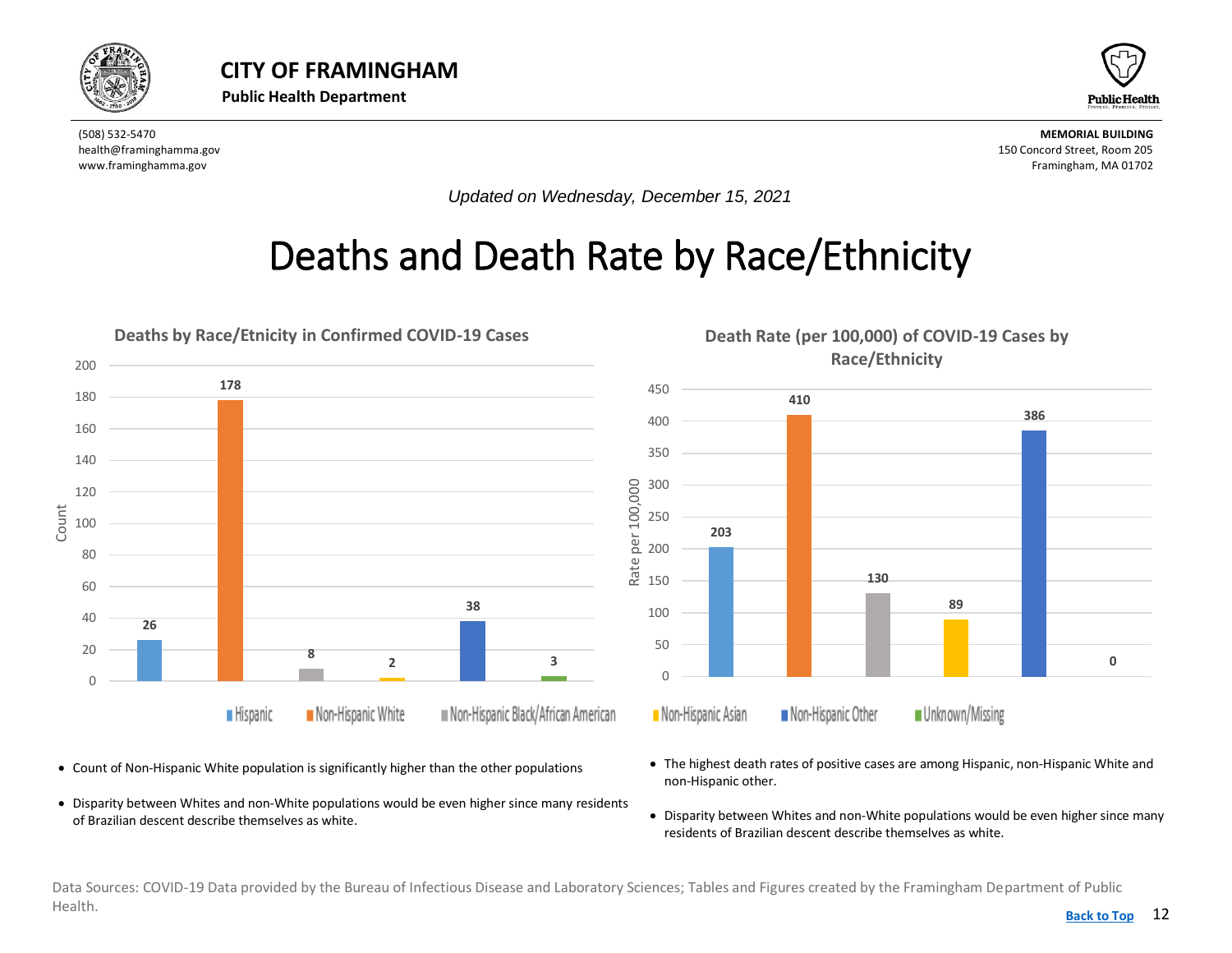**CITY OF FRAMINGHAM**
**Public Health Department**

(508) 532-5470
health@framinghamma.gov
www.framinghamma.gov

**MEMORIAL BUILDING**
150 Concord Street, Room 205
Framingham, MA 01702

*Updated on Wednesday, December 15, 2021*

# Deaths and Death Rate by Race/Ethnicity

**Deaths by Race/Etnicity in Confirmed COVID-19 Cases**

| Race/Ethnicity | Count |
|---|---|
| Hispanic | 26 |
| Non-Hispanic White | 178 |
| Non-Hispanic Black/African American | 8 |
| Non-Hispanic Asian | 2 |
| Non-Hispanic Other | 38 |
| Unknown/Missing | 3 |

**Death Rate (per 100,000) of COVID-19 Cases by Race/Ethnicity**

| Race/Ethnicity | Rate per 100,000 |
|---|---|
| Hispanic | 203 |
| Non-Hispanic White | 410 |
| Non-Hispanic Black/African American | 130 |
| Non-Hispanic Asian | 89 |
| Non-Hispanic Other | 386 |
| Unknown/Missing | 0 |

- Count of Non-Hispanic White population is significantly higher than the other populations
- Disparity between Whites and non-White populations would be even higher since many residents of Brazilian descent describe themselves as white.

- The highest death rates of positive cases are among Hispanic, non-Hispanic White and non-Hispanic other.
- Disparity between Whites and non-White populations would be even higher since many residents of Brazilian descent describe themselves as white.

Data Sources: COVID-19 Data provided by the Bureau of Infectious Disease and Laboratory Sciences; Tables and Figures created by the Framingham Department of Public Health.

Back to Top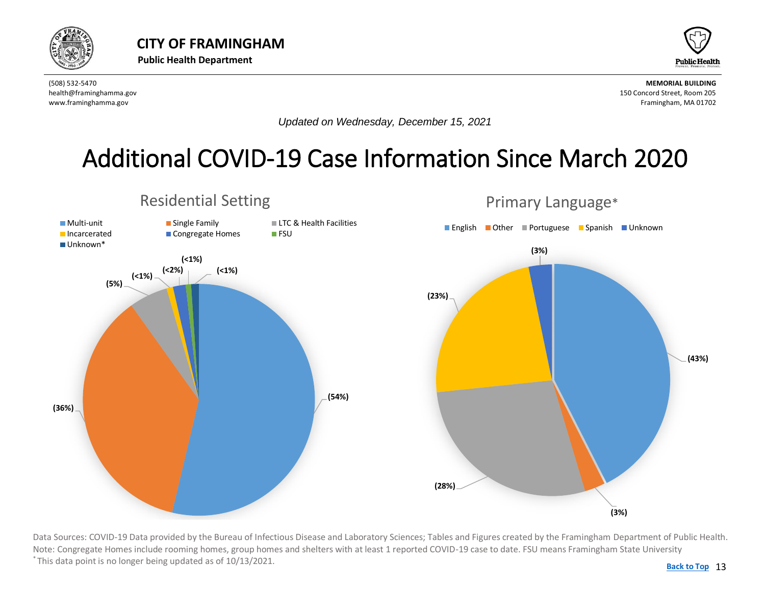# CITY OF FRAMINGHAM

**Public Health Department**

(508) 532-5470
health@framinghamma.gov
www.framinghamma.gov

**MEMORIAL BUILDING**
150 Concord Street, Room 205
Framingham, MA 01702

*Updated on Wednesday, December 15, 2021*

# Additional COVID-19 Case Information Since March 2020

## Residential Setting

Multi-unit
Single Family
LTC & Health Facilities
Incarcerated
Congregate Homes
FSU
Unknown*

(54%)
(36%)
(5%)
(<1%)
(<2%)
(<1%)
(<1%)

## Primary Language*

English
Other
Portuguese
Spanish
Unknown

(43%)
(3%)
(28%)
(23%)
(3%)

Data Sources: COVID-19 Data provided by the Bureau of Infectious Disease and Laboratory Sciences; Tables and Figures created by the Framingham Department of Public Health.
Note: Congregate Homes include rooming homes, group homes and shelters with at least 1 reported COVID-19 case to date. FSU means Framingham State University
* This data point is no longer being updated as of 10/13/2021.

Back to Top